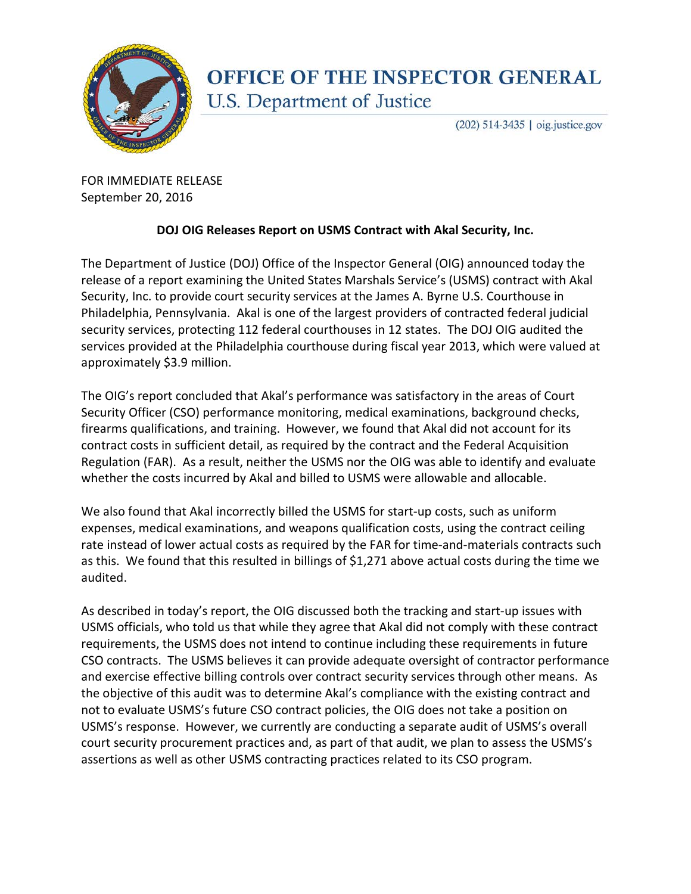# OFFICE OF THE INSPECTOR GENERAL

U.S. Department of Justice

(202) 514-3435 | oig.justice.gov

FOR IMMEDIATE RELEASE
September 20, 2016

**DOJ OIG Releases Report on USMS Contract with Akal Security, Inc.**

The Department of Justice (DOJ) Office of the Inspector General (OIG) announced today the release of a report examining the United States Marshals Service's (USMS) contract with Akal Security, Inc. to provide court security services at the James A. Byrne U.S. Courthouse in Philadelphia, Pennsylvania. Akal is one of the largest providers of contracted federal judicial security services, protecting 112 federal courthouses in 12 states. The DOJ OIG audited the services provided at the Philadelphia courthouse during fiscal year 2013, which were valued at approximately $3.9 million.

The OIG's report concluded that Akal's performance was satisfactory in the areas of Court Security Officer (CSO) performance monitoring, medical examinations, background checks, firearms qualifications, and training. However, we found that Akal did not account for its contract costs in sufficient detail, as required by the contract and the Federal Acquisition Regulation (FAR). As a result, neither the USMS nor the OIG was able to identify and evaluate whether the costs incurred by Akal and billed to USMS were allowable and allocable.

We also found that Akal incorrectly billed the USMS for start-up costs, such as uniform expenses, medical examinations, and weapons qualification costs, using the contract ceiling rate instead of lower actual costs as required by the FAR for time-and-materials contracts such as this. We found that this resulted in billings of $1,271 above actual costs during the time we audited.

As described in today's report, the OIG discussed both the tracking and start-up issues with USMS officials, who told us that while they agree that Akal did not comply with these contract requirements, the USMS does not intend to continue including these requirements in future CSO contracts. The USMS believes it can provide adequate oversight of contractor performance and exercise effective billing controls over contract security services through other means. As the objective of this audit was to determine Akal's compliance with the existing contract and not to evaluate USMS's future CSO contract policies, the OIG does not take a position on USMS's response. However, we currently are conducting a separate audit of USMS's overall court security procurement practices and, as part of that audit, we plan to assess the USMS's assertions as well as other USMS contracting practices related to its CSO program.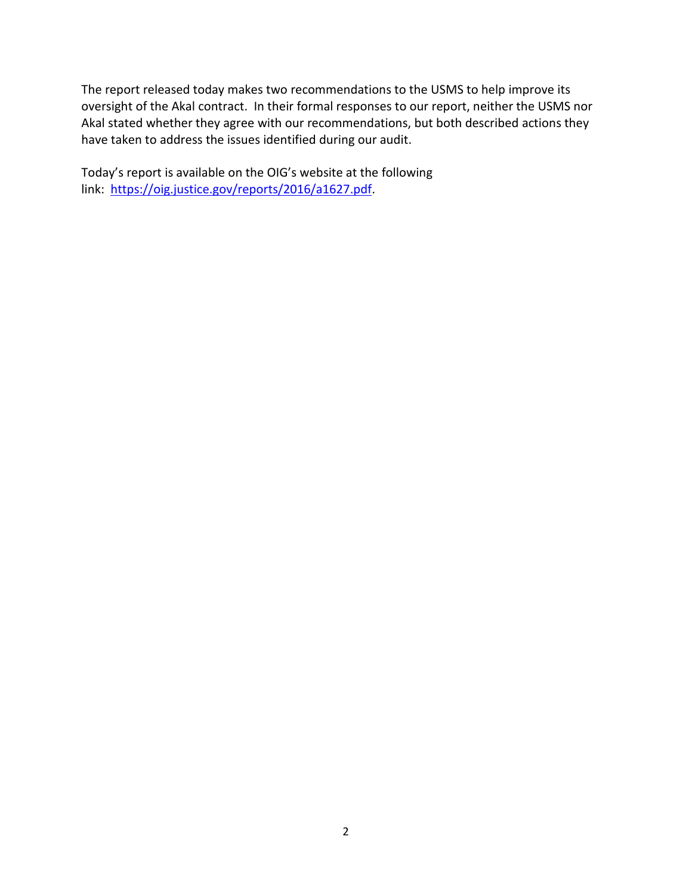The report released today makes two recommendations to the USMS to help improve its oversight of the Akal contract. In their formal responses to our report, neither the USMS nor Akal stated whether they agree with our recommendations, but both described actions they have taken to address the issues identified during our audit.

Today's report is available on the OIG's website at the following link: [https://oig.justice.gov/reports/2016/a1627.pdf](https://oig.justice.gov/reports/2016/a1627.pdf).